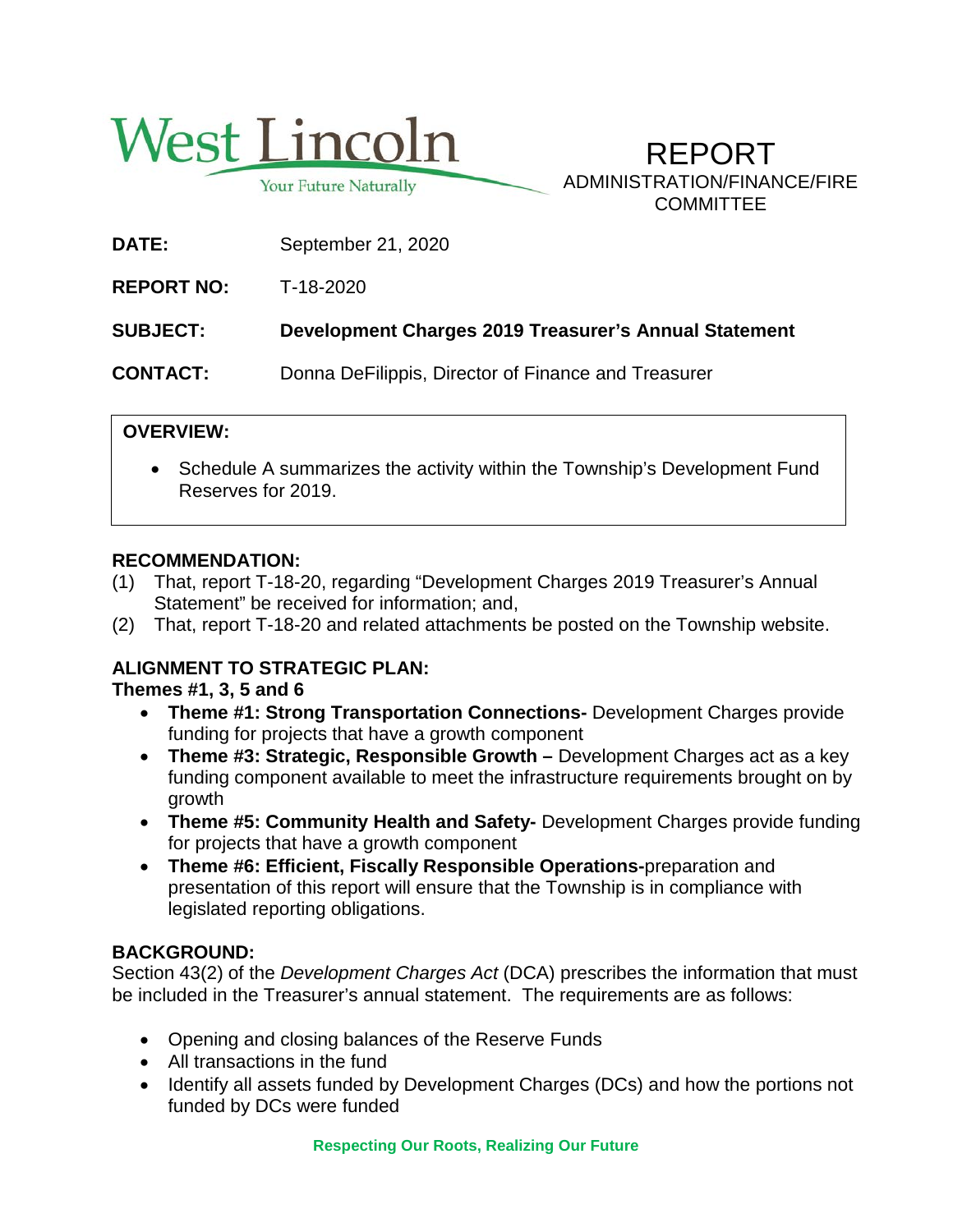West Lincoln

Your Future Naturally

# REPORT

ADMINISTRATION/FINANCE/FIRE COMMITTEE

**DATE:** September 21, 2020

**REPORT NO:** T-18-2020

**SUBJECT:** **Development Charges 2019 Treasurer's Annual Statement**

**CONTACT:** Donna DeFilippis, Director of Finance and Treasurer

**OVERVIEW:**

- Schedule A summarizes the activity within the Township's Development Fund Reserves for 2019.

**RECOMMENDATION:**

(1) That, report T-18-20, regarding "Development Charges 2019 Treasurer's Annual Statement" be received for information; and,

(2) That, report T-18-20 and related attachments be posted on the Township website.

**ALIGNMENT TO STRATEGIC PLAN:**

**Themes #1, 3, 5 and 6**

- **Theme #1: Strong Transportation Connections-** Development Charges provide funding for projects that have a growth component
- **Theme #3: Strategic, Responsible Growth –** Development Charges act as a key funding component available to meet the infrastructure requirements brought on by growth
- **Theme #5: Community Health and Safety-** Development Charges provide funding for projects that have a growth component
- **Theme #6: Efficient, Fiscally Responsible Operations-**preparation and presentation of this report will ensure that the Township is in compliance with legislated reporting obligations.

**BACKGROUND:**

Section 43(2) of the *Development Charges Act* (DCA) prescribes the information that must be included in the Treasurer's annual statement. The requirements are as follows:

- Opening and closing balances of the Reserve Funds
- All transactions in the fund
- Identify all assets funded by Development Charges (DCs) and how the portions not funded by DCs were funded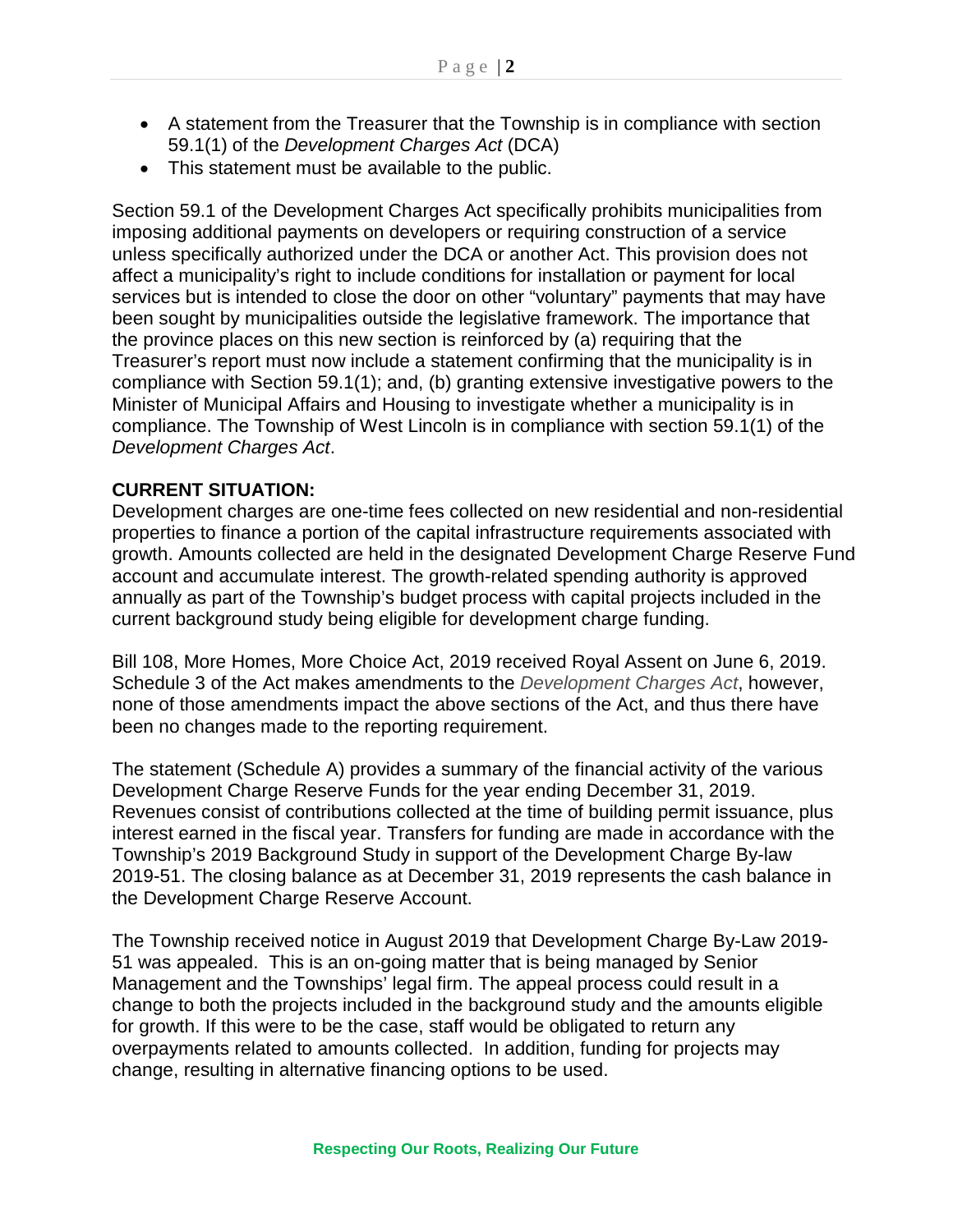- A statement from the Treasurer that the Township is in compliance with section 59.1(1) of the *Development Charges Act* (DCA)
- This statement must be available to the public.

Section 59.1 of the Development Charges Act specifically prohibits municipalities from imposing additional payments on developers or requiring construction of a service unless specifically authorized under the DCA or another Act. This provision does not affect a municipality's right to include conditions for installation or payment for local services but is intended to close the door on other "voluntary" payments that may have been sought by municipalities outside the legislative framework. The importance that the province places on this new section is reinforced by (a) requiring that the Treasurer's report must now include a statement confirming that the municipality is in compliance with Section 59.1(1); and, (b) granting extensive investigative powers to the Minister of Municipal Affairs and Housing to investigate whether a municipality is in compliance. The Township of West Lincoln is in compliance with section 59.1(1) of the *Development Charges Act*.

**CURRENT SITUATION:**

Development charges are one-time fees collected on new residential and non-residential properties to finance a portion of the capital infrastructure requirements associated with growth. Amounts collected are held in the designated Development Charge Reserve Fund account and accumulate interest. The growth-related spending authority is approved annually as part of the Township's budget process with capital projects included in the current background study being eligible for development charge funding.

Bill 108, More Homes, More Choice Act, 2019 received Royal Assent on June 6, 2019. Schedule 3 of the Act makes amendments to the *Development Charges Act*, however, none of those amendments impact the above sections of the Act, and thus there have been no changes made to the reporting requirement.

The statement (Schedule A) provides a summary of the financial activity of the various Development Charge Reserve Funds for the year ending December 31, 2019. Revenues consist of contributions collected at the time of building permit issuance, plus interest earned in the fiscal year. Transfers for funding are made in accordance with the Township's 2019 Background Study in support of the Development Charge By-law 2019-51. The closing balance as at December 31, 2019 represents the cash balance in the Development Charge Reserve Account.

The Township received notice in August 2019 that Development Charge By-Law 2019-51 was appealed. This is an on-going matter that is being managed by Senior Management and the Townships' legal firm. The appeal process could result in a change to both the projects included in the background study and the amounts eligible for growth. If this were to be the case, staff would be obligated to return any overpayments related to amounts collected. In addition, funding for projects may change, resulting in alternative financing options to be used.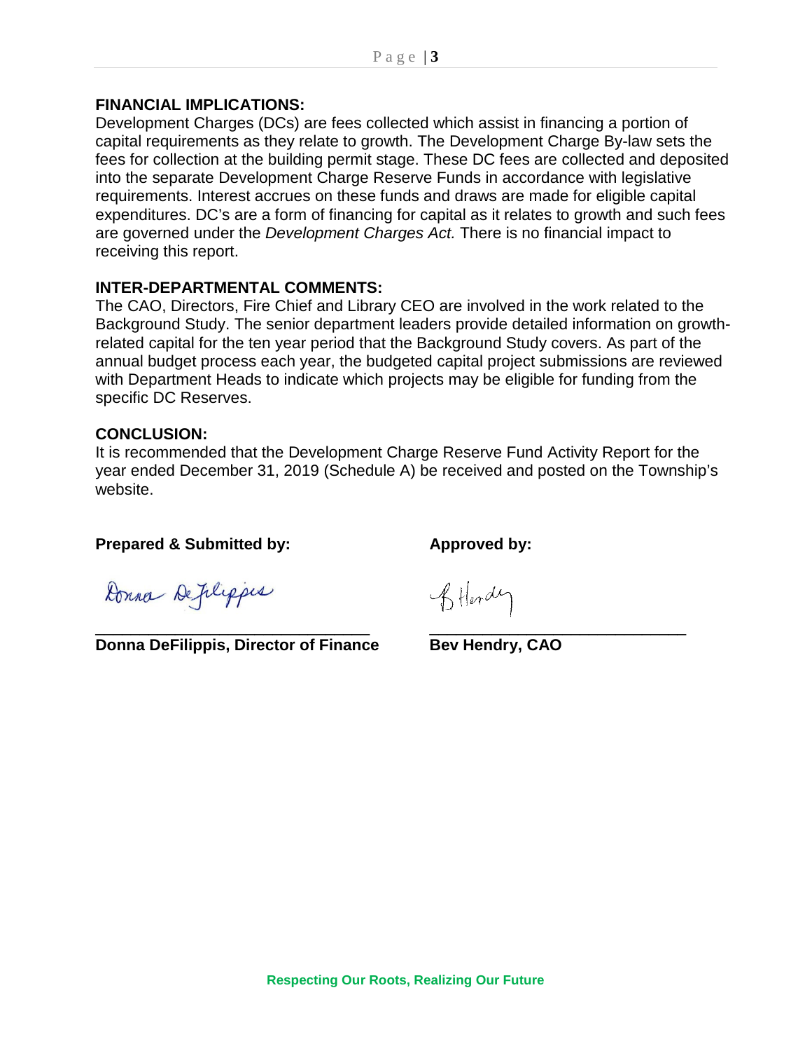## FINANCIAL IMPLICATIONS:

Development Charges (DCs) are fees collected which assist in financing a portion of capital requirements as they relate to growth. The Development Charge By-law sets the fees for collection at the building permit stage. These DC fees are collected and deposited into the separate Development Charge Reserve Funds in accordance with legislative requirements. Interest accrues on these funds and draws are made for eligible capital expenditures. DC's are a form of financing for capital as it relates to growth and such fees are governed under the *Development Charges Act.* There is no financial impact to receiving this report.

## INTER-DEPARTMENTAL COMMENTS:

The CAO, Directors, Fire Chief and Library CEO are involved in the work related to the Background Study. The senior department leaders provide detailed information on growth-related capital for the ten year period that the Background Study covers. As part of the annual budget process each year, the budgeted capital project submissions are reviewed with Department Heads to indicate which projects may be eligible for funding from the specific DC Reserves.

## CONCLUSION:

It is recommended that the Development Charge Reserve Fund Activity Report for the year ended December 31, 2019 (Schedule A) be received and posted on the Township's website.

| **Prepared & Submitted by:** | **Approved by:** |
|---|---|
| Donna DeFilippis | B Hendry |
| **Donna DeFilippis, Director of Finance** | **Bev Hendry, CAO** |

Respecting Our Roots, Realizing Our Future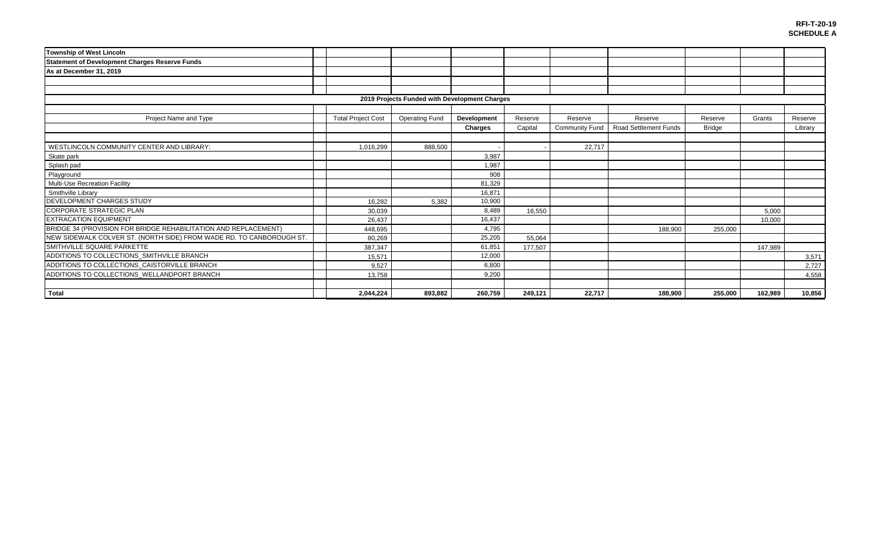**RFI-T-20-19**
**SCHEDULE A**

**Township of West Lincoln**
**Statement of Development Charges Reserve Funds**
**As at December 31, 2019**

**2019 Projects Funded with Development Charges**

| Project Name and Type | Total Project Cost | Operating Fund | **Development Charges** | Reserve Capital | Reserve Community Fund | Reserve Road Settlement Funds | Reserve Bridge | Grants | Reserve Library |
|---|---|---|---|---|---|---|---|---|---|
| WESTLINCOLN COMMUNITY CENTER AND LIBRARY: | 1,016,299 | 888,500 | - | - | 22,717 | | | | |
| Skate park | | | 3,987 | | | | | | |
| Splash pad | | | 1,987 | | | | | | |
| Playground | | | 908 | | | | | | |
| Multi-Use Recreation Facility | | | 81,329 | | | | | | |
| Smithville Library | | | 16,871 | | | | | | |
| DEVELOPMENT CHARGES STUDY | 16,282 | 5,382 | 10,900 | | | | | | |
| CORPORATE STRATEGIC PLAN | 30,039 | | 8,489 | 16,550 | | | | 5,000 | |
| EXTRACATION EQUIPMENT | 26,437 | | 16,437 | | | | | 10,000 | |
| BRIDGE 34 (PROVISION FOR BRIDGE REHABILITATION AND REPLACEMENT) | 448,695 | | 4,795 | | | 188,900 | 255,000 | | |
| NEW SIDEWALK COLVER ST. (NORTH SIDE) FROM WADE RD. TO CANBOROUGH ST. | 80,269 | | 25,205 | 55,064 | | | | | |
| SMITHVILLE SQUARE PARKETTE | 387,347 | | 61,851 | 177,507 | | | | 147,989 | |
| ADDITIONS TO COLLECTIONS_SMITHVILLE BRANCH | 15,571 | | 12,000 | | | | | | 3,571 |
| ADDITIONS TO COLLECTIONS_CAISTORVILLE BRANCH | 9,527 | | 6,800 | | | | | | 2,727 |
| ADDITIONS TO COLLECTIONS_WELLANDPORT BRANCH | 13,758 | | 9,200 | | | | | | 4,558 |
| **Total** | **2,044,224** | **893,882** | **260,759** | **249,121** | **22,717** | **188,900** | **255,000** | **162,989** | **10,856** |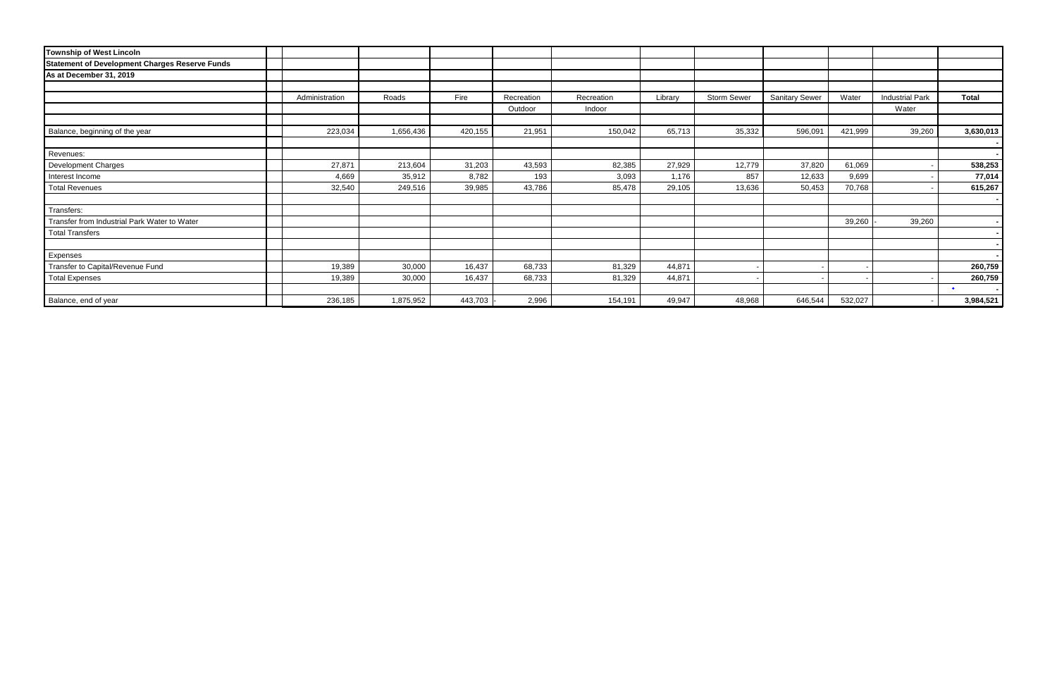**Township of West Lincoln**

**Statement of Development Charges Reserve Funds**

**As at December 31, 2019**

| | Administration | Roads | Fire | Recreation Outdoor | Recreation Indoor | Library | Storm Sewer | Sanitary Sewer | Water | Industrial Park Water | **Total** |
|---|---|---|---|---|---|---|---|---|---|---|---|
| Balance, beginning of the year | 223,034 | 1,656,436 | 420,155 | 21,951 | 150,042 | 65,713 | 35,332 | 596,091 | 421,999 | 39,260 | **3,630,013** |
| | | | | | | | | | | | **-** |
| Revenues: | | | | | | | | | | | **-** |
| Development Charges | 27,871 | 213,604 | 31,203 | 43,593 | 82,385 | 27,929 | 12,779 | 37,820 | 61,069 | - | **538,253** |
| Interest Income | 4,669 | 35,912 | 8,782 | 193 | 3,093 | 1,176 | 857 | 12,633 | 9,699 | - | **77,014** |
| Total Revenues | 32,540 | 249,516 | 39,985 | 43,786 | 85,478 | 29,105 | 13,636 | 50,453 | 70,768 | - | **615,267** |
| | | | | | | | | | | | **-** |
| Transfers: | | | | | | | | | | | |
| Transfer from Industrial Park Water to Water | | | | | | | | | 39,260 | - 39,260 | **-** |
| Total Transfers | | | | | | | | | | | **-** |
| | | | | | | | | | | | **-** |
| Expenses | | | | | | | | | | | **-** |
| Transfer to Capital/Revenue Fund | 19,389 | 30,000 | 16,437 | 68,733 | 81,329 | 44,871 | - | - | - | | **260,759** |
| Total Expenses | 19,389 | 30,000 | 16,437 | 68,733 | 81,329 | 44,871 | - | - | - | - | **260,759** |
| | | | | | | | | | | | **-** |
| Balance, end of year | 236,185 | 1,875,952 | 443,703 | - 2,996 | 154,191 | 49,947 | 48,968 | 646,544 | 532,027 | - | **3,984,521** |